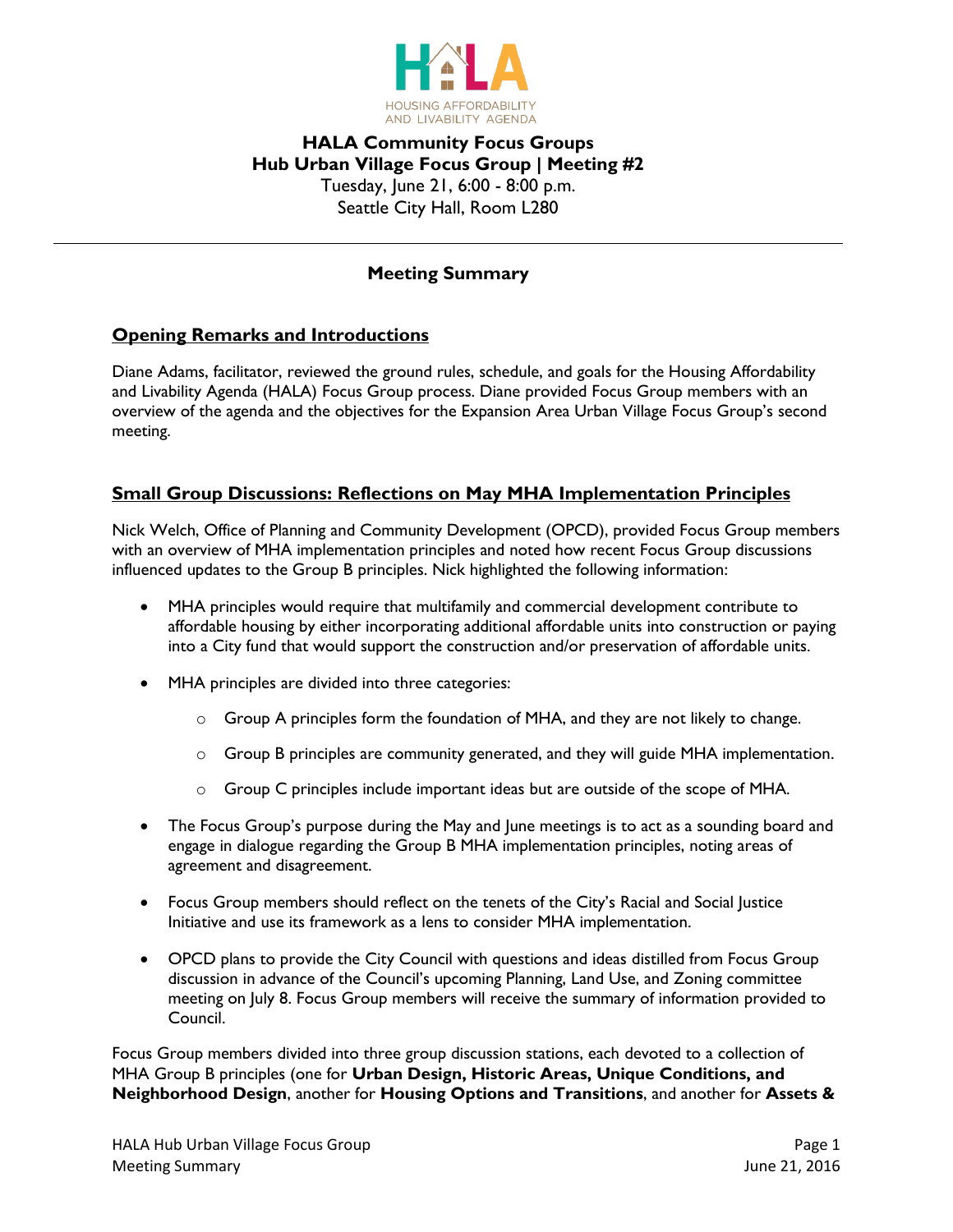HALA

HOUSING AFFORDABILITY AND LIVABILITY AGENDA

# HALA Community Focus Groups
## Hub Urban Village Focus Group | Meeting #2

Tuesday, June 21, 6:00 - 8:00 p.m.
Seattle City Hall, Room L280

---

## Meeting Summary

### Opening Remarks and Introductions

Diane Adams, facilitator, reviewed the ground rules, schedule, and goals for the Housing Affordability and Livability Agenda (HALA) Focus Group process. Diane provided Focus Group members with an overview of the agenda and the objectives for the Expansion Area Urban Village Focus Group's second meeting.

### Small Group Discussions: Reflections on May MHA Implementation Principles

Nick Welch, Office of Planning and Community Development (OPCD), provided Focus Group members with an overview of MHA implementation principles and noted how recent Focus Group discussions influenced updates to the Group B principles. Nick highlighted the following information:

- MHA principles would require that multifamily and commercial development contribute to affordable housing by either incorporating additional affordable units into construction or paying into a City fund that would support the construction and/or preservation of affordable units.
- MHA principles are divided into three categories:
  - Group A principles form the foundation of MHA, and they are not likely to change.
  - Group B principles are community generated, and they will guide MHA implementation.
  - Group C principles include important ideas but are outside of the scope of MHA.
- The Focus Group's purpose during the May and June meetings is to act as a sounding board and engage in dialogue regarding the Group B MHA implementation principles, noting areas of agreement and disagreement.
- Focus Group members should reflect on the tenets of the City's Racial and Social Justice Initiative and use its framework as a lens to consider MHA implementation.
- OPCD plans to provide the City Council with questions and ideas distilled from Focus Group discussion in advance of the Council's upcoming Planning, Land Use, and Zoning committee meeting on July 8. Focus Group members will receive the summary of information provided to Council.

Focus Group members divided into three group discussion stations, each devoted to a collection of MHA Group B principles (one for **Urban Design, Historic Areas, Unique Conditions, and Neighborhood Design**, another for **Housing Options and Transitions**, and another for **Assets &**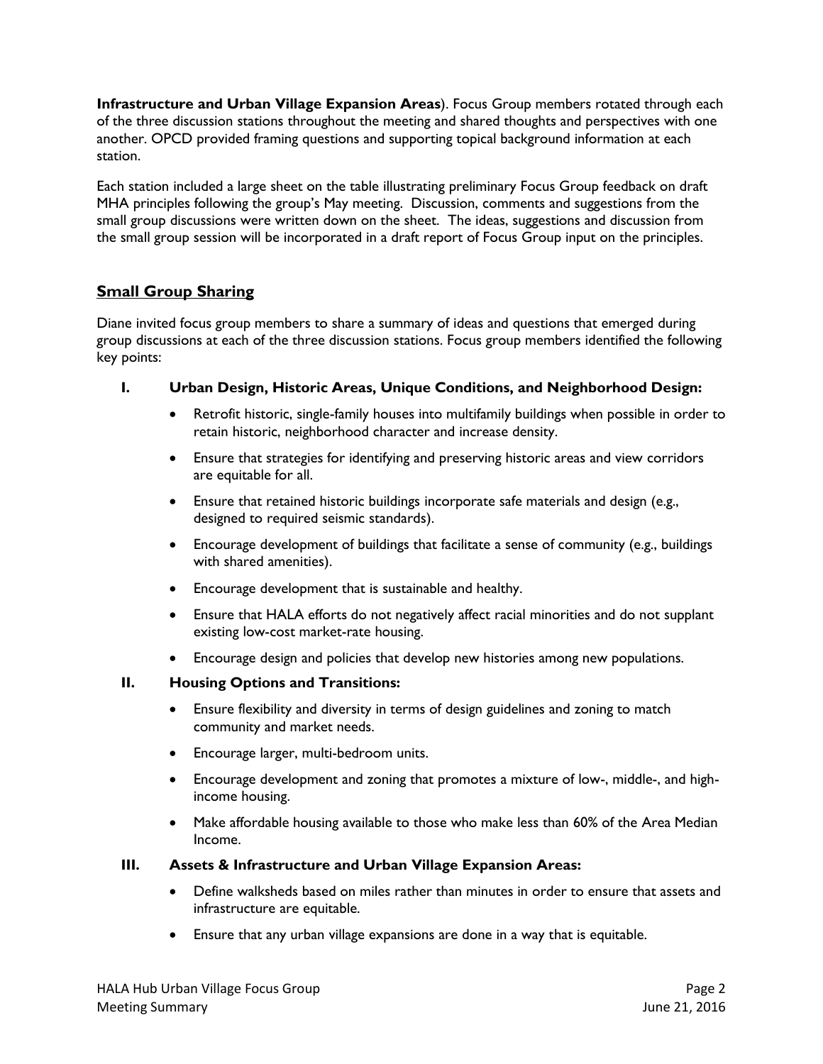**Infrastructure and Urban Village Expansion Areas**). Focus Group members rotated through each of the three discussion stations throughout the meeting and shared thoughts and perspectives with one another. OPCD provided framing questions and supporting topical background information at each station.

Each station included a large sheet on the table illustrating preliminary Focus Group feedback on draft MHA principles following the group's May meeting. Discussion, comments and suggestions from the small group discussions were written down on the sheet. The ideas, suggestions and discussion from the small group session will be incorporated in a draft report of Focus Group input on the principles.

## Small Group Sharing

Diane invited focus group members to share a summary of ideas and questions that emerged during group discussions at each of the three discussion stations. Focus group members identified the following key points:

**I. Urban Design, Historic Areas, Unique Conditions, and Neighborhood Design:**

- Retrofit historic, single-family houses into multifamily buildings when possible in order to retain historic, neighborhood character and increase density.
- Ensure that strategies for identifying and preserving historic areas and view corridors are equitable for all.
- Ensure that retained historic buildings incorporate safe materials and design (e.g., designed to required seismic standards).
- Encourage development of buildings that facilitate a sense of community (e.g., buildings with shared amenities).
- Encourage development that is sustainable and healthy.
- Ensure that HALA efforts do not negatively affect racial minorities and do not supplant existing low-cost market-rate housing.
- Encourage design and policies that develop new histories among new populations.

**II. Housing Options and Transitions:**

- Ensure flexibility and diversity in terms of design guidelines and zoning to match community and market needs.
- Encourage larger, multi-bedroom units.
- Encourage development and zoning that promotes a mixture of low-, middle-, and high-income housing.
- Make affordable housing available to those who make less than 60% of the Area Median Income.

**III. Assets & Infrastructure and Urban Village Expansion Areas:**

- Define walksheds based on miles rather than minutes in order to ensure that assets and infrastructure are equitable.
- Ensure that any urban village expansions are done in a way that is equitable.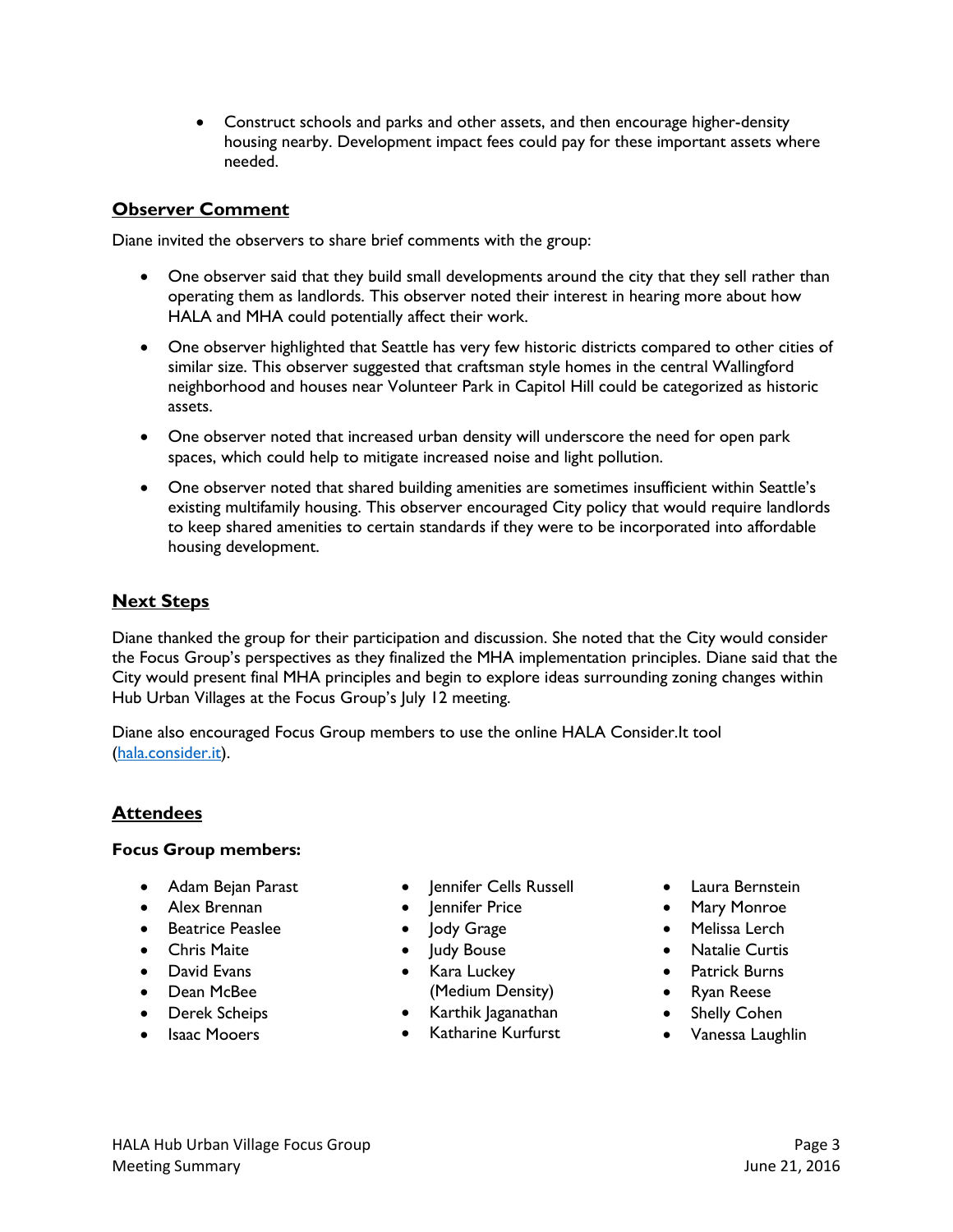- Construct schools and parks and other assets, and then encourage higher-density housing nearby. Development impact fees could pay for these important assets where needed.

## Observer Comment

Diane invited the observers to share brief comments with the group:

- One observer said that they build small developments around the city that they sell rather than operating them as landlords. This observer noted their interest in hearing more about how HALA and MHA could potentially affect their work.
- One observer highlighted that Seattle has very few historic districts compared to other cities of similar size. This observer suggested that craftsman style homes in the central Wallingford neighborhood and houses near Volunteer Park in Capitol Hill could be categorized as historic assets.
- One observer noted that increased urban density will underscore the need for open park spaces, which could help to mitigate increased noise and light pollution.
- One observer noted that shared building amenities are sometimes insufficient within Seattle's existing multifamily housing. This observer encouraged City policy that would require landlords to keep shared amenities to certain standards if they were to be incorporated into affordable housing development.

## Next Steps

Diane thanked the group for their participation and discussion. She noted that the City would consider the Focus Group's perspectives as they finalized the MHA implementation principles. Diane said that the City would present final MHA principles and begin to explore ideas surrounding zoning changes within Hub Urban Villages at the Focus Group's July 12 meeting.

Diane also encouraged Focus Group members to use the online HALA Consider.It tool ([hala.consider.it](hala.consider.it)).

## Attendees

**Focus Group members:**

- Adam Bejan Parast
- Alex Brennan
- Beatrice Peaslee
- Chris Maite
- David Evans
- Dean McBee
- Derek Scheips
- Isaac Mooers
- Jennifer Cells Russell
- Jennifer Price
- Jody Grage
- Judy Bouse
- Kara Luckey (Medium Density)
- Karthik Jaganathan
- Katharine Kurfurst
- Laura Bernstein
- Mary Monroe
- Melissa Lerch
- Natalie Curtis
- Patrick Burns
- Ryan Reese
- Shelly Cohen
- Vanessa Laughlin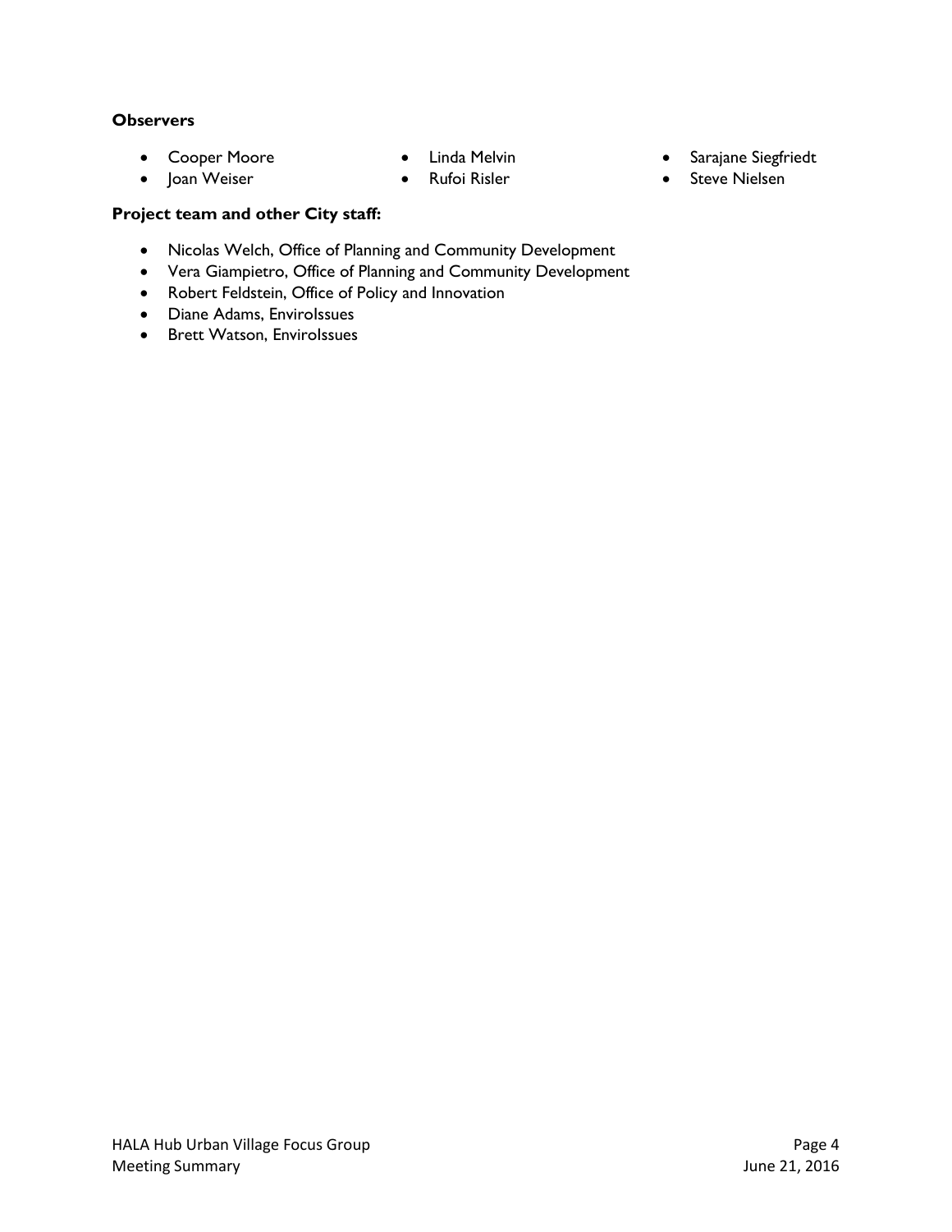**Observers**

- Cooper Moore
- Joan Weiser
- Linda Melvin
- Rufoi Risler
- Sarajane Siegfriedt
- Steve Nielsen

**Project team and other City staff:**

- Nicolas Welch, Office of Planning and Community Development
- Vera Giampietro, Office of Planning and Community Development
- Robert Feldstein, Office of Policy and Innovation
- Diane Adams, EnviroIssues
- Brett Watson, EnviroIssues